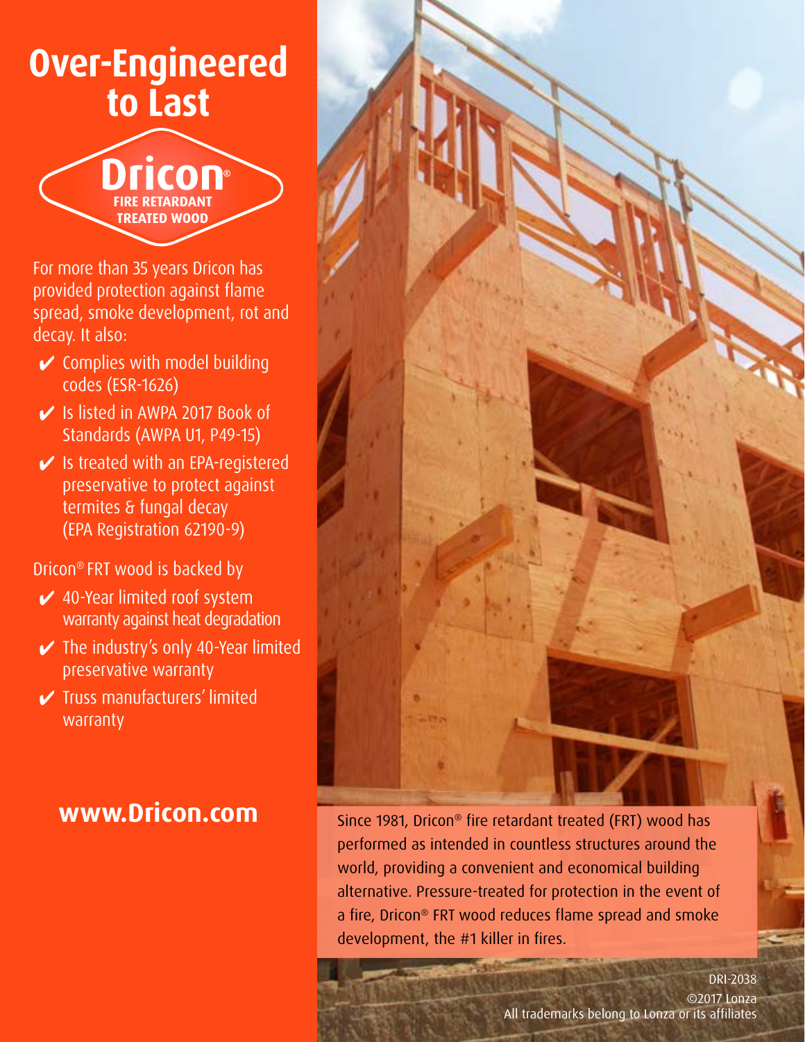# Over-Engineered to Last

**Dricon®**
**FIRE RETARDANT TREATED WOOD**

For more than 35 years Dricon has provided protection against flame spread, smoke development, rot and decay. It also:

- ✔ Complies with model building codes (ESR-1626)
- ✔ Is listed in AWPA 2017 Book of Standards (AWPA U1, P49-15)
- ✔ Is treated with an EPA-registered preservative to protect against termites & fungal decay (EPA Registration 62190-9)

Dricon® FRT wood is backed by

- ✔ 40-Year limited roof system warranty against heat degradation
- ✔ The industry's only 40-Year limited preservative warranty
- ✔ Truss manufacturers' limited warranty

**www.Dricon.com**

Since 1981, Dricon® fire retardant treated (FRT) wood has performed as intended in countless structures around the world, providing a convenient and economical building alternative. Pressure-treated for protection in the event of a fire, Dricon® FRT wood reduces flame spread and smoke development, the #1 killer in fires.

DRI-2038
©2017 Lonza
All trademarks belong to Lonza or its affiliates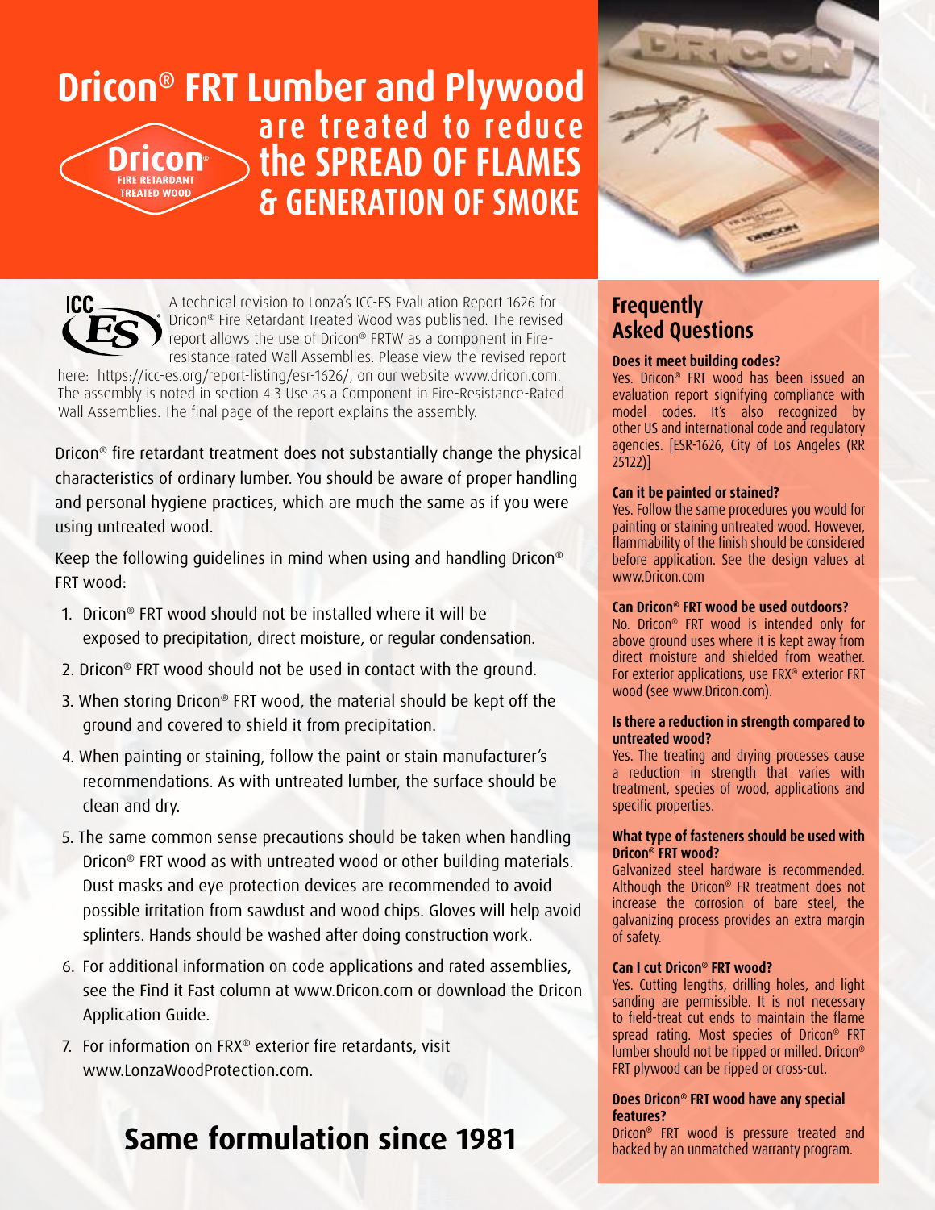# Dricon® FRT Lumber and Plywood are treated to reduce the SPREAD OF FLAMES & GENERATION OF SMOKE

Dricon® FIRE RETARDANT TREATED WOOD

A technical revision to Lonza's ICC-ES Evaluation Report 1626 for Dricon® Fire Retardant Treated Wood was published. The revised report allows the use of Dricon® FRTW as a component in Fire-resistance-rated Wall Assemblies. Please view the revised report here: https://icc-es.org/report-listing/esr-1626/, on our website www.dricon.com. The assembly is noted in section 4.3 Use as a Component in Fire-Resistance-Rated Wall Assemblies. The final page of the report explains the assembly.

Dricon® fire retardant treatment does not substantially change the physical characteristics of ordinary lumber. You should be aware of proper handling and personal hygiene practices, which are much the same as if you were using untreated wood.

Keep the following guidelines in mind when using and handling Dricon® FRT wood:

1. Dricon® FRT wood should not be installed where it will be exposed to precipitation, direct moisture, or regular condensation.
2. Dricon® FRT wood should not be used in contact with the ground.
3. When storing Dricon® FRT wood, the material should be kept off the ground and covered to shield it from precipitation.
4. When painting or staining, follow the paint or stain manufacturer's recommendations. As with untreated lumber, the surface should be clean and dry.
5. The same common sense precautions should be taken when handling Dricon® FRT wood as with untreated wood or other building materials. Dust masks and eye protection devices are recommended to avoid possible irritation from sawdust and wood chips. Gloves will help avoid splinters. Hands should be washed after doing construction work.
6. For additional information on code applications and rated assemblies, see the Find it Fast column at www.Dricon.com or download the Dricon Application Guide.
7. For information on FRX® exterior fire retardants, visit www.LonzaWoodProtection.com.

## Same formulation since 1981

## Frequently Asked Questions

**Does it meet building codes?**
Yes. Dricon® FRT wood has been issued an evaluation report signifying compliance with model codes. It's also recognized by other US and international code and regulatory agencies. [ESR-1626, City of Los Angeles (RR 25122)]

**Can it be painted or stained?**
Yes. Follow the same procedures you would for painting or staining untreated wood. However, flammability of the finish should be considered before application. See the design values at www.Dricon.com

**Can Dricon® FRT wood be used outdoors?**
No. Dricon® FRT wood is intended only for above ground uses where it is kept away from direct moisture and shielded from weather. For exterior applications, use FRX® exterior FRT wood (see www.Dricon.com).

**Is there a reduction in strength compared to untreated wood?**
Yes. The treating and drying processes cause a reduction in strength that varies with treatment, species of wood, applications and specific properties.

**What type of fasteners should be used with Dricon® FRT wood?**
Galvanized steel hardware is recommended. Although the Dricon® FR treatment does not increase the corrosion of bare steel, the galvanizing process provides an extra margin of safety.

**Can I cut Dricon® FRT wood?**
Yes. Cutting lengths, drilling holes, and light sanding are permissible. It is not necessary to field-treat cut ends to maintain the flame spread rating. Most species of Dricon® FRT lumber should not be ripped or milled. Dricon® FRT plywood can be ripped or cross-cut.

**Does Dricon® FRT wood have any special features?**
Dricon® FRT wood is pressure treated and backed by an unmatched warranty program.